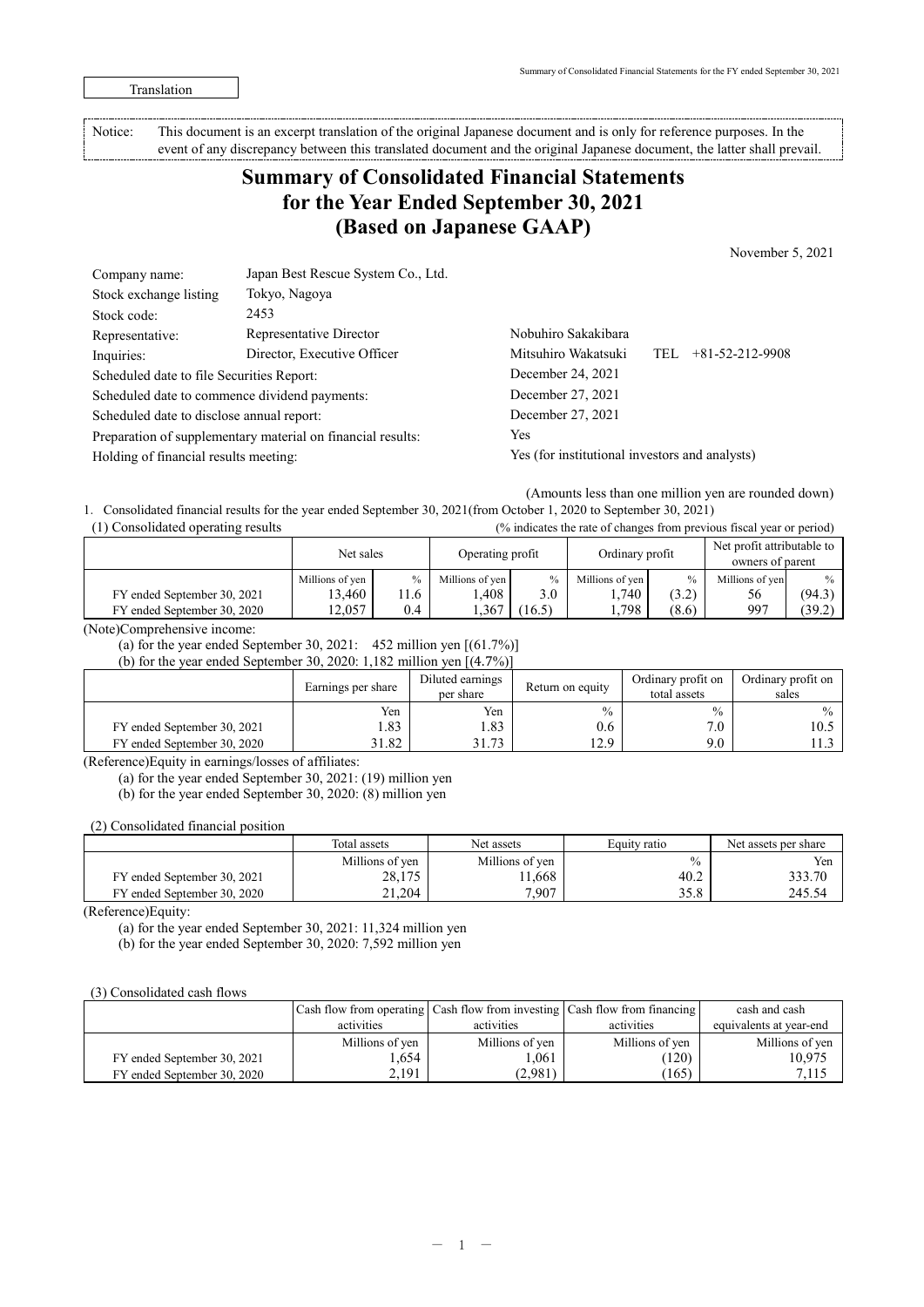Translation

Notice: This document is an excerpt translation of the original Japanese document and is only for reference purposes. In the event of any discrepancy between this translated document and the original Japanese document, the latter shall prevail.

# Summary of Consolidated Financial Statements for the Year Ended September 30, 2021 (Based on Japanese GAAP)

November 5, 2021

| | | | |
|---|---|---|---|
| Company name: | Japan Best Rescue System Co., Ltd. | | |
| Stock exchange listing | Tokyo, Nagoya | | |
| Stock code: | 2453 | | |
| Representative: | Representative Director | Nobuhiro Sakakibara | |
| Inquiries: | Director, Executive Officer | Mitsuhiro Wakatsuki | TEL +81-52-212-9908 |
| Scheduled date to file Securities Report: | | December 24, 2021 | |
| Scheduled date to commence dividend payments: | | December 27, 2021 | |
| Scheduled date to disclose annual report: | | December 27, 2021 | |
| Preparation of supplementary material on financial results: | | Yes | |
| Holding of financial results meeting: | | Yes (for institutional investors and analysts) | |

(Amounts less than one million yen are rounded down)

1. Consolidated financial results for the year ended September 30, 2021(from October 1, 2020 to September 30, 2021)

(1) Consolidated operating results (% indicates the rate of changes from previous fiscal year or period)

| | Net sales | | Operating profit | | Ordinary profit | | Net profit attributable to owners of parent | |
|---|---|---|---|---|---|---|---|---|
| | Millions of yen | % | Millions of yen | % | Millions of yen | % | Millions of yen | % |
| FY ended September 30, 2021 | 13,460 | 11.6 | 1,408 | 3.0 | 1,740 | (3.2) | 56 | (94.3) |
| FY ended September 30, 2020 | 12,057 | 0.4 | 1,367 | (16.5) | 1,798 | (8.6) | 997 | (39.2) |

(Note)Comprehensive income:

(a) for the year ended September 30, 2021: 452 million yen [(61.7%)]

(b) for the year ended September 30, 2020: 1,182 million yen [(4.7%)]

| | Earnings per share | Diluted earnings per share | Return on equity | Ordinary profit on total assets | Ordinary profit on sales |
|---|---|---|---|---|---|
| | Yen | Yen | % | % | % |
| FY ended September 30, 2021 | 1.83 | 1.83 | 0.6 | 7.0 | 10.5 |
| FY ended September 30, 2020 | 31.82 | 31.73 | 12.9 | 9.0 | 11.3 |

(Reference)Equity in earnings/losses of affiliates:

(a) for the year ended September 30, 2021: (19) million yen

(b) for the year ended September 30, 2020: (8) million yen

(2) Consolidated financial position

| | Total assets | Net assets | Equity ratio | Net assets per share |
|---|---|---|---|---|
| | Millions of yen | Millions of yen | % | Yen |
| FY ended September 30, 2021 | 28,175 | 11,668 | 40.2 | 333.70 |
| FY ended September 30, 2020 | 21,204 | 7,907 | 35.8 | 245.54 |

(Reference)Equity:

(a) for the year ended September 30, 2021: 11,324 million yen

(b) for the year ended September 30, 2020: 7,592 million yen

(3) Consolidated cash flows

| | Cash flow from operating activities | Cash flow from investing activities | Cash flow from financing activities | cash and cash equivalents at year-end |
|---|---|---|---|---|
| | Millions of yen | Millions of yen | Millions of yen | Millions of yen |
| FY ended September 30, 2021 | 1,654 | 1,061 | (120) | 10,975 |
| FY ended September 30, 2020 | 2,191 | (2,981) | (165) | 7,115 |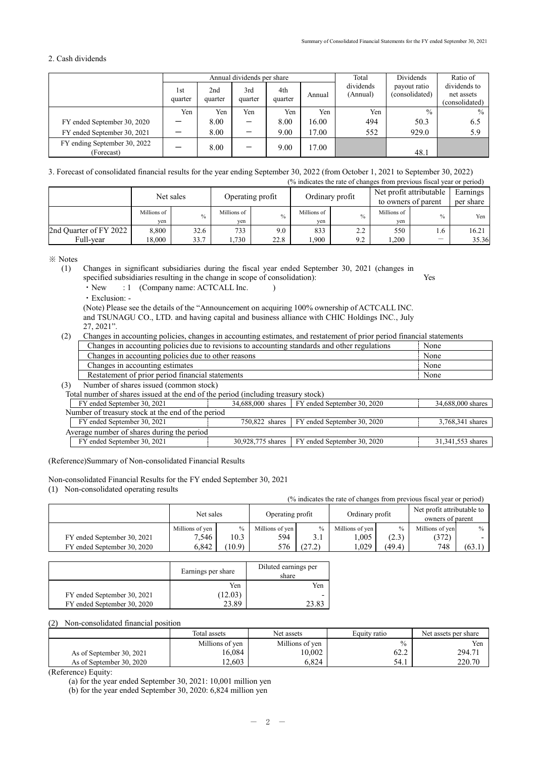## 2. Cash dividends

| | Annual dividends per share | | | | | Total dividends (Annual) | Dividends payout ratio (consolidated) | Ratio of dividends to net assets (consolidated) |
|---|---|---|---|---|---|---|---|---|
| | 1st quarter | 2nd quarter | 3rd quarter | 4th quarter | Annual | | | |
| | Yen | Yen | Yen | Yen | Yen | Yen | % | % |
| FY ended September 30, 2020 | － | 8.00 | － | 8.00 | 16.00 | 494 | 50.3 | 6.5 |
| FY ended September 30, 2021 | － | 8.00 | － | 9.00 | 17.00 | 552 | 929.0 | 5.9 |
| FY ending September 30, 2022 (Forecast) | － | 8.00 | － | 9.00 | 17.00 | | 48.1 | |

## 3. Forecast of consolidated financial results for the year ending September 30, 2022 (from October 1, 2021 to September 30, 2022)

(% indicates the rate of changes from previous fiscal year or period)

| | Net sales | | Operating profit | | Ordinary profit | | Net profit attributable to owners of parent | | Earnings per share |
|---|---|---|---|---|---|---|---|---|---|
| | Millions of yen | % | Millions of yen | % | Millions of yen | % | Millions of yen | % | Yen |
| 2nd Quarter of FY 2022 | 8,800 | 32.6 | 733 | 9.0 | 833 | 2.2 | 550 | 1.6 | 16.21 |
| Full-year | 18,000 | 33.7 | 1,730 | 22.8 | 1,900 | 9.2 | 1,200 | － | 35.36 |

※ Notes

(1) Changes in significant subsidiaries during the fiscal year ended September 30, 2021 (changes in specified subsidiaries resulting in the change in scope of consolidation): Yes

・New : 1 (Company name: ACTCALL Inc. )

・Exclusion: -

(Note) Please see the details of the "Announcement on acquiring 100% ownership of ACTCALL INC. and TSUNAGU CO., LTD. and having capital and business alliance with CHIC Holdings INC., July 27, 2021".

(2) Changes in accounting policies, changes in accounting estimates, and restatement of prior period financial statements

| | |
|---|---|
| Changes in accounting policies due to revisions to accounting standards and other regulations | None |
| Changes in accounting policies due to other reasons | None |
| Changes in accounting estimates | None |
| Restatement of prior period financial statements | None |

(3) Number of shares issued (common stock)

| | | | |
|---|---|---|---|
| Total number of shares issued at the end of the period (including treasury stock) | | | |
| FY ended September 30, 2021 | 34,688,000 shares | FY ended September 30, 2020 | 34,688,000 shares |
| Number of treasury stock at the end of the period | | | |
| FY ended September 30, 2021 | 750,822 shares | FY ended September 30, 2020 | 3,768,341 shares |
| Average number of shares during the period | | | |
| FY ended September 30, 2021 | 30,928,775 shares | FY ended September 30, 2020 | 31,341,553 shares |

(Reference)Summary of Non-consolidated Financial Results

Non-consolidated Financial Results for the FY ended September 30, 2021

(1) Non-consolidated operating results

(% indicates the rate of changes from previous fiscal year or period)

| | Net sales | | Operating profit | | Ordinary profit | | Net profit attributable to owners of parent | |
|---|---|---|---|---|---|---|---|---|
| | Millions of yen | % | Millions of yen | % | Millions of yen | % | Millions of yen | % |
| FY ended September 30, 2021 | 7,546 | 10.3 | 594 | 3.1 | 1,005 | (2.3) | (372) | - |
| FY ended September 30, 2020 | 6,842 | (10.9) | 576 | (27.2) | 1,029 | (49.4) | 748 | (63.1) |

| | Earnings per share | Diluted earnings per share |
|---|---|---|
| | Yen | Yen |
| FY ended September 30, 2021 | (12.03) | - |
| FY ended September 30, 2020 | 23.89 | 23.83 |

(2) Non-consolidated financial position

| | Total assets | Net assets | Equity ratio | Net assets per share |
|---|---|---|---|---|
| | Millions of yen | Millions of yen | % | Yen |
| As of September 30, 2021 | 16,084 | 10,002 | 62.2 | 294.71 |
| As of September 30, 2020 | 12,603 | 6,824 | 54.1 | 220.70 |

(Reference) Equity:

(a) for the year ended September 30, 2021: 10,001 million yen

(b) for the year ended September 30, 2020: 6,824 million yen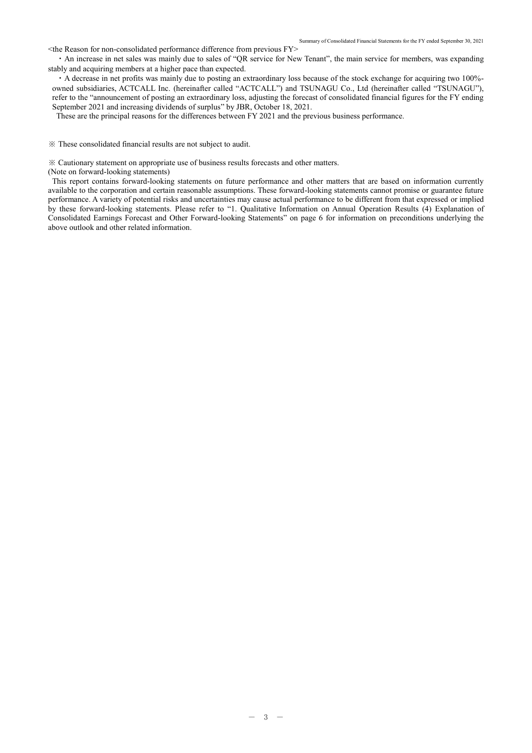<the Reason for non-consolidated performance difference from previous FY>

・An increase in net sales was mainly due to sales of "QR service for New Tenant", the main service for members, was expanding stably and acquiring members at a higher pace than expected.

・A decrease in net profits was mainly due to posting an extraordinary loss because of the stock exchange for acquiring two 100%-owned subsidiaries, ACTCALL Inc. (hereinafter called "ACTCALL") and TSUNAGU Co., Ltd (hereinafter called "TSUNAGU"), refer to the "announcement of posting an extraordinary loss, adjusting the forecast of consolidated financial figures for the FY ending September 2021 and increasing dividends of surplus" by JBR, October 18, 2021.

These are the principal reasons for the differences between FY 2021 and the previous business performance.

※ These consolidated financial results are not subject to audit.

※ Cautionary statement on appropriate use of business results forecasts and other matters.

(Note on forward-looking statements)

This report contains forward-looking statements on future performance and other matters that are based on information currently available to the corporation and certain reasonable assumptions. These forward-looking statements cannot promise or guarantee future performance. A variety of potential risks and uncertainties may cause actual performance to be different from that expressed or implied by these forward-looking statements. Please refer to "1. Qualitative Information on Annual Operation Results (4) Explanation of Consolidated Earnings Forecast and Other Forward-looking Statements" on page 6 for information on preconditions underlying the above outlook and other related information.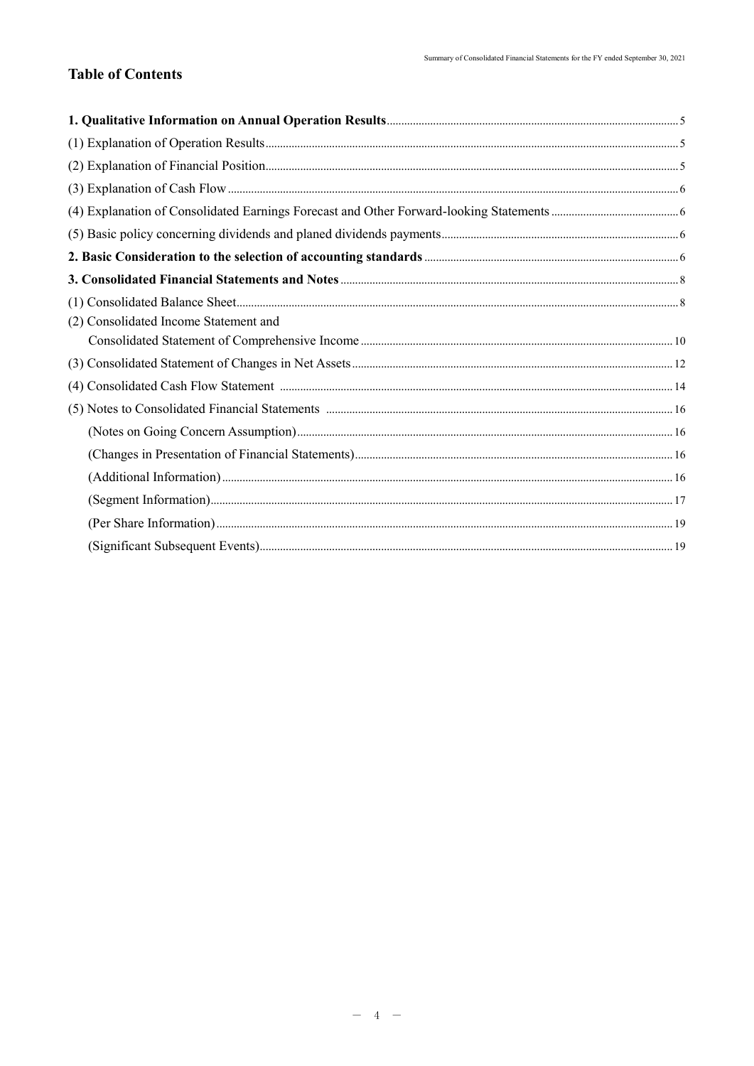## Table of Contents

| | |
|---|---|
| **1. Qualitative Information on Annual Operation Results** | 5 |
| (1) Explanation of Operation Results | 5 |
| (2) Explanation of Financial Position | 5 |
| (3) Explanation of Cash Flow | 6 |
| (4) Explanation of Consolidated Earnings Forecast and Other Forward-looking Statements | 6 |
| (5) Basic policy concerning dividends and planed dividends payments | 6 |
| **2. Basic Consideration to the selection of accounting standards** | 6 |
| **3. Consolidated Financial Statements and Notes** | 8 |
| (1) Consolidated Balance Sheet | 8 |
| (2) Consolidated Income Statement and Consolidated Statement of Comprehensive Income | 10 |
| (3) Consolidated Statement of Changes in Net Assets | 12 |
| (4) Consolidated Cash Flow Statement | 14 |
| (5) Notes to Consolidated Financial Statements | 16 |
| (Notes on Going Concern Assumption) | 16 |
| (Changes in Presentation of Financial Statements) | 16 |
| (Additional Information) | 16 |
| (Segment Information) | 17 |
| (Per Share Information) | 19 |
| (Significant Subsequent Events) | 19 |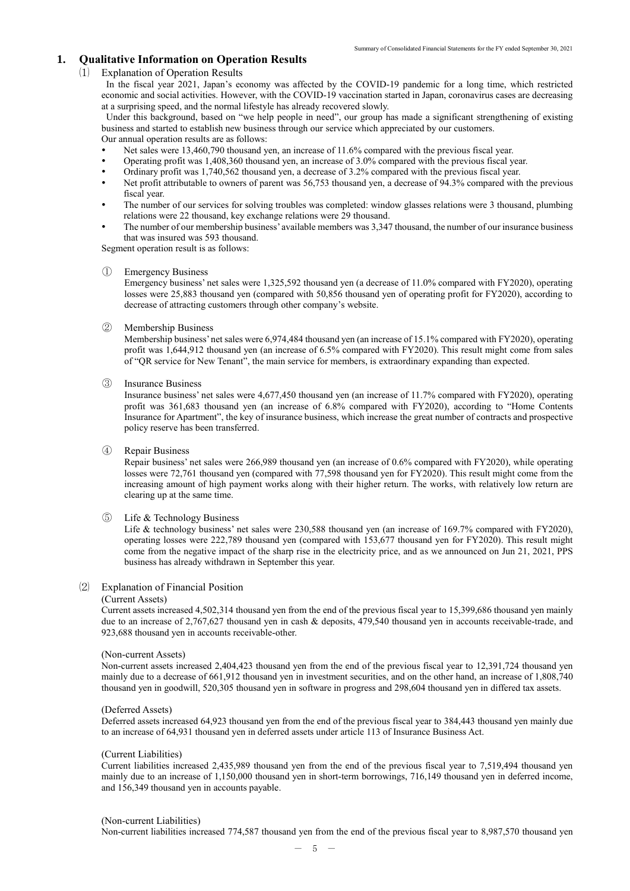## 1. Qualitative Information on Operation Results

### (1) Explanation of Operation Results

In the fiscal year 2021, Japan's economy was affected by the COVID-19 pandemic for a long time, which restricted economic and social activities. However, with the COVID-19 vaccination started in Japan, coronavirus cases are decreasing at a surprising speed, and the normal lifestyle has already recovered slowly.

Under this background, based on "we help people in need", our group has made a significant strengthening of existing business and started to establish new business through our service which appreciated by our customers.

Our annual operation results are as follows:

- Net sales were 13,460,790 thousand yen, an increase of 11.6% compared with the previous fiscal year.
- Operating profit was 1,408,360 thousand yen, an increase of 3.0% compared with the previous fiscal year.
- Ordinary profit was 1,740,562 thousand yen, a decrease of 3.2% compared with the previous fiscal year.
- Net profit attributable to owners of parent was 56,753 thousand yen, a decrease of 94.3% compared with the previous fiscal year.
- The number of our services for solving troubles was completed: window glasses relations were 3 thousand, plumbing relations were 22 thousand, key exchange relations were 29 thousand.
- The number of our membership business' available members was 3,347 thousand, the number of our insurance business that was insured was 593 thousand.

Segment operation result is as follows:

① Emergency Business

Emergency business' net sales were 1,325,592 thousand yen (a decrease of 11.0% compared with FY2020), operating losses were 25,883 thousand yen (compared with 50,856 thousand yen of operating profit for FY2020), according to decrease of attracting customers through other company's website.

② Membership Business

Membership business' net sales were 6,974,484 thousand yen (an increase of 15.1% compared with FY2020), operating profit was 1,644,912 thousand yen (an increase of 6.5% compared with FY2020). This result might come from sales of "QR service for New Tenant", the main service for members, is extraordinary expanding than expected.

③ Insurance Business

Insurance business' net sales were 4,677,450 thousand yen (an increase of 11.7% compared with FY2020), operating profit was 361,683 thousand yen (an increase of 6.8% compared with FY2020), according to "Home Contents Insurance for Apartment", the key of insurance business, which increase the great number of contracts and prospective policy reserve has been transferred.

④ Repair Business

Repair business' net sales were 266,989 thousand yen (an increase of 0.6% compared with FY2020), while operating losses were 72,761 thousand yen (compared with 77,598 thousand yen for FY2020). This result might come from the increasing amount of high payment works along with their higher return. The works, with relatively low return are clearing up at the same time.

⑤ Life & Technology Business

Life & technology business' net sales were 230,588 thousand yen (an increase of 169.7% compared with FY2020), operating losses were 222,789 thousand yen (compared with 153,677 thousand yen for FY2020). This result might come from the negative impact of the sharp rise in the electricity price, and as we announced on Jun 21, 2021, PPS business has already withdrawn in September this year.

### (2) Explanation of Financial Position

(Current Assets)

Current assets increased 4,502,314 thousand yen from the end of the previous fiscal year to 15,399,686 thousand yen mainly due to an increase of 2,767,627 thousand yen in cash & deposits, 479,540 thousand yen in accounts receivable-trade, and 923,688 thousand yen in accounts receivable-other.

(Non-current Assets)

Non-current assets increased 2,404,423 thousand yen from the end of the previous fiscal year to 12,391,724 thousand yen mainly due to a decrease of 661,912 thousand yen in investment securities, and on the other hand, an increase of 1,808,740 thousand yen in goodwill, 520,305 thousand yen in software in progress and 298,604 thousand yen in differed tax assets.

(Deferred Assets)

Deferred assets increased 64,923 thousand yen from the end of the previous fiscal year to 384,443 thousand yen mainly due to an increase of 64,931 thousand yen in deferred assets under article 113 of Insurance Business Act.

(Current Liabilities)

Current liabilities increased 2,435,989 thousand yen from the end of the previous fiscal year to 7,519,494 thousand yen mainly due to an increase of 1,150,000 thousand yen in short-term borrowings, 716,149 thousand yen in deferred income, and 156,349 thousand yen in accounts payable.

(Non-current Liabilities)

Non-current liabilities increased 774,587 thousand yen from the end of the previous fiscal year to 8,987,570 thousand yen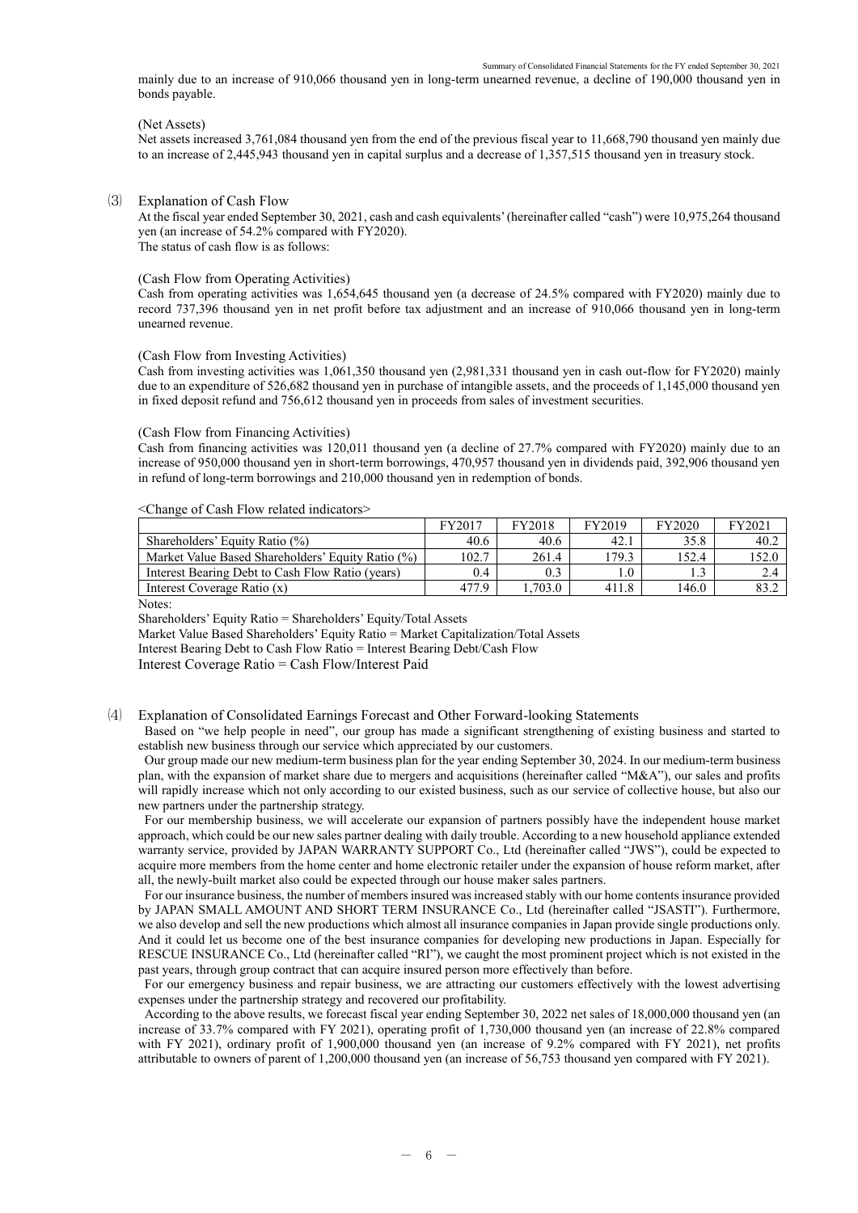mainly due to an increase of 910,066 thousand yen in long-term unearned revenue, a decline of 190,000 thousand yen in bonds payable.

(Net Assets)

Net assets increased 3,761,084 thousand yen from the end of the previous fiscal year to 11,668,790 thousand yen mainly due to an increase of 2,445,943 thousand yen in capital surplus and a decrease of 1,357,515 thousand yen in treasury stock.

## (3) Explanation of Cash Flow

At the fiscal year ended September 30, 2021, cash and cash equivalents' (hereinafter called "cash") were 10,975,264 thousand yen (an increase of 54.2% compared with FY2020).

The status of cash flow is as follows:

(Cash Flow from Operating Activities)

Cash from operating activities was 1,654,645 thousand yen (a decrease of 24.5% compared with FY2020) mainly due to record 737,396 thousand yen in net profit before tax adjustment and an increase of 910,066 thousand yen in long-term unearned revenue.

(Cash Flow from Investing Activities)

Cash from investing activities was 1,061,350 thousand yen (2,981,331 thousand yen in cash out-flow for FY2020) mainly due to an expenditure of 526,682 thousand yen in purchase of intangible assets, and the proceeds of 1,145,000 thousand yen in fixed deposit refund and 756,612 thousand yen in proceeds from sales of investment securities.

(Cash Flow from Financing Activities)

Cash from financing activities was 120,011 thousand yen (a decline of 27.7% compared with FY2020) mainly due to an increase of 950,000 thousand yen in short-term borrowings, 470,957 thousand yen in dividends paid, 392,906 thousand yen in refund of long-term borrowings and 210,000 thousand yen in redemption of bonds.

<Change of Cash Flow related indicators>

| | FY2017 | FY2018 | FY2019 | FY2020 | FY2021 |
|---|---|---|---|---|---|
| Shareholders' Equity Ratio (%) | 40.6 | 40.6 | 42.1 | 35.8 | 40.2 |
| Market Value Based Shareholders' Equity Ratio (%) | 102.7 | 261.4 | 179.3 | 152.4 | 152.0 |
| Interest Bearing Debt to Cash Flow Ratio (years) | 0.4 | 0.3 | 1.0 | 1.3 | 2.4 |
| Interest Coverage Ratio (x) | 477.9 | 1,703.0 | 411.8 | 146.0 | 83.2 |

Notes:

Shareholders' Equity Ratio = Shareholders' Equity/Total Assets

Market Value Based Shareholders' Equity Ratio = Market Capitalization/Total Assets

Interest Bearing Debt to Cash Flow Ratio = Interest Bearing Debt/Cash Flow

Interest Coverage Ratio = Cash Flow/Interest Paid

## (4) Explanation of Consolidated Earnings Forecast and Other Forward-looking Statements

Based on "we help people in need", our group has made a significant strengthening of existing business and started to establish new business through our service which appreciated by our customers.

Our group made our new medium-term business plan for the year ending September 30, 2024. In our medium-term business plan, with the expansion of market share due to mergers and acquisitions (hereinafter called "M&A"), our sales and profits will rapidly increase which not only according to our existed business, such as our service of collective house, but also our new partners under the partnership strategy.

For our membership business, we will accelerate our expansion of partners possibly have the independent house market approach, which could be our new sales partner dealing with daily trouble. According to a new household appliance extended warranty service, provided by JAPAN WARRANTY SUPPORT Co., Ltd (hereinafter called "JWS"), could be expected to acquire more members from the home center and home electronic retailer under the expansion of house reform market, after all, the newly-built market also could be expected through our house maker sales partners.

For our insurance business, the number of members insured was increased stably with our home contents insurance provided by JAPAN SMALL AMOUNT AND SHORT TERM INSURANCE Co., Ltd (hereinafter called "JSASTI"). Furthermore, we also develop and sell the new productions which almost all insurance companies in Japan provide single productions only. And it could let us become one of the best insurance companies for developing new productions in Japan. Especially for RESCUE INSURANCE Co., Ltd (hereinafter called "RI"), we caught the most prominent project which is not existed in the past years, through group contract that can acquire insured person more effectively than before.

For our emergency business and repair business, we are attracting our customers effectively with the lowest advertising expenses under the partnership strategy and recovered our profitability.

According to the above results, we forecast fiscal year ending September 30, 2022 net sales of 18,000,000 thousand yen (an increase of 33.7% compared with FY 2021), operating profit of 1,730,000 thousand yen (an increase of 22.8% compared with FY 2021), ordinary profit of 1,900,000 thousand yen (an increase of 9.2% compared with FY 2021), net profits attributable to owners of parent of 1,200,000 thousand yen (an increase of 56,753 thousand yen compared with FY 2021).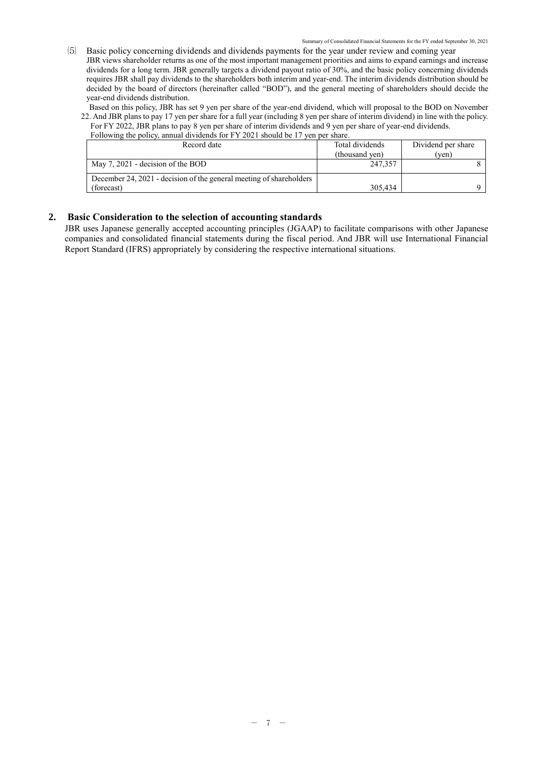### (5) Basic policy concerning dividends and dividends payments for the year under review and coming year

JBR views shareholder returns as one of the most important management priorities and aims to expand earnings and increase dividends for a long term. JBR generally targets a dividend payout ratio of 30%, and the basic policy concerning dividends requires JBR shall pay dividends to the shareholders both interim and year-end. The interim dividends distribution should be decided by the board of directors (hereinafter called "BOD"), and the general meeting of shareholders should decide the year-end dividends distribution.

Based on this policy, JBR has set 9 yen per share of the year-end dividend, which will proposal to the BOD on November 22. And JBR plans to pay 17 yen per share for a full year (including 8 yen per share of interim dividend) in line with the policy. For FY 2022, JBR plans to pay 8 yen per share of interim dividends and 9 yen per share of year-end dividends.

Following the policy, annual dividends for FY 2021 should be 17 yen per share.

| Record date | Total dividends (thousand yen) | Dividend per share (yen) |
|---|---|---|
| May 7, 2021 - decision of the BOD | 247,357 | 8 |
| December 24, 2021 - decision of the general meeting of shareholders (forecast) | 305,434 | 9 |

## 2. Basic Consideration to the selection of accounting standards

JBR uses Japanese generally accepted accounting principles (JGAAP) to facilitate comparisons with other Japanese companies and consolidated financial statements during the fiscal period. And JBR will use International Financial Report Standard (IFRS) appropriately by considering the respective international situations.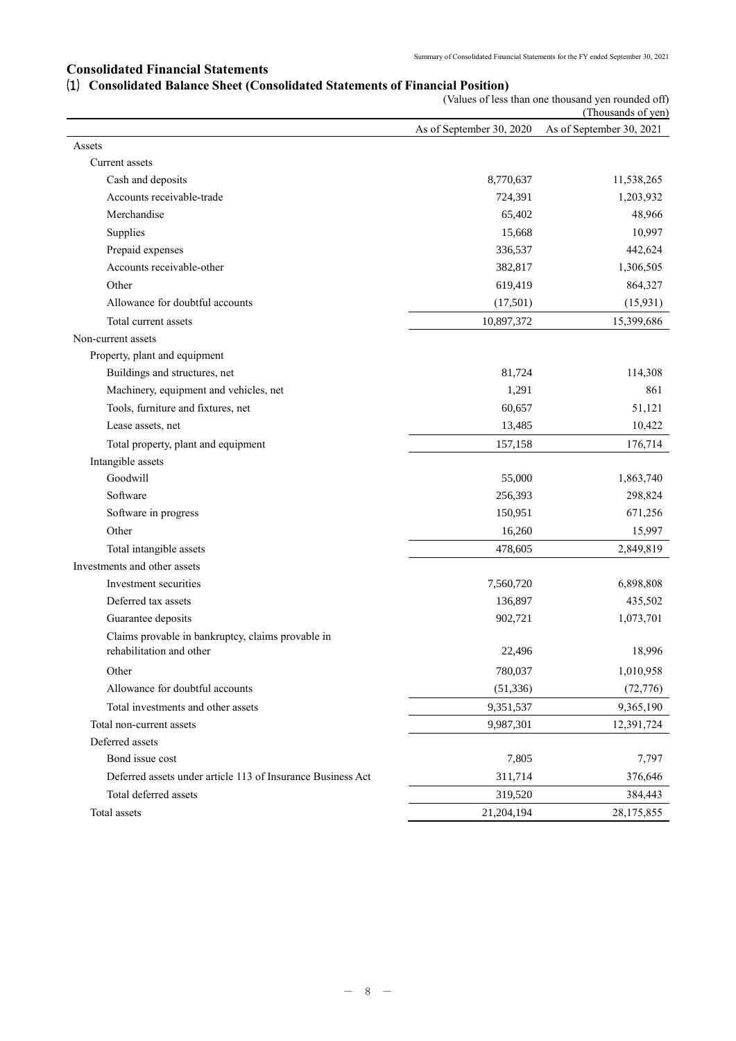## Consolidated Financial Statements

### (1) Consolidated Balance Sheet (Consolidated Statements of Financial Position)

(Values of less than one thousand yen rounded off)
(Thousands of yen)

| | As of September 30, 2020 | As of September 30, 2021 |
|---|---|---|
| Assets | | |
| Current assets | | |
| Cash and deposits | 8,770,637 | 11,538,265 |
| Accounts receivable-trade | 724,391 | 1,203,932 |
| Merchandise | 65,402 | 48,966 |
| Supplies | 15,668 | 10,997 |
| Prepaid expenses | 336,537 | 442,624 |
| Accounts receivable-other | 382,817 | 1,306,505 |
| Other | 619,419 | 864,327 |
| Allowance for doubtful accounts | (17,501) | (15,931) |
| Total current assets | 10,897,372 | 15,399,686 |
| Non-current assets | | |
| Property, plant and equipment | | |
| Buildings and structures, net | 81,724 | 114,308 |
| Machinery, equipment and vehicles, net | 1,291 | 861 |
| Tools, furniture and fixtures, net | 60,657 | 51,121 |
| Lease assets, net | 13,485 | 10,422 |
| Total property, plant and equipment | 157,158 | 176,714 |
| Intangible assets | | |
| Goodwill | 55,000 | 1,863,740 |
| Software | 256,393 | 298,824 |
| Software in progress | 150,951 | 671,256 |
| Other | 16,260 | 15,997 |
| Total intangible assets | 478,605 | 2,849,819 |
| Investments and other assets | | |
| Investment securities | 7,560,720 | 6,898,808 |
| Deferred tax assets | 136,897 | 435,502 |
| Guarantee deposits | 902,721 | 1,073,701 |
| Claims provable in bankruptcy, claims provable in rehabilitation and other | 22,496 | 18,996 |
| Other | 780,037 | 1,010,958 |
| Allowance for doubtful accounts | (51,336) | (72,776) |
| Total investments and other assets | 9,351,537 | 9,365,190 |
| Total non-current assets | 9,987,301 | 12,391,724 |
| Deferred assets | | |
| Bond issue cost | 7,805 | 7,797 |
| Deferred assets under article 113 of Insurance Business Act | 311,714 | 376,646 |
| Total deferred assets | 319,520 | 384,443 |
| Total assets | 21,204,194 | 28,175,855 |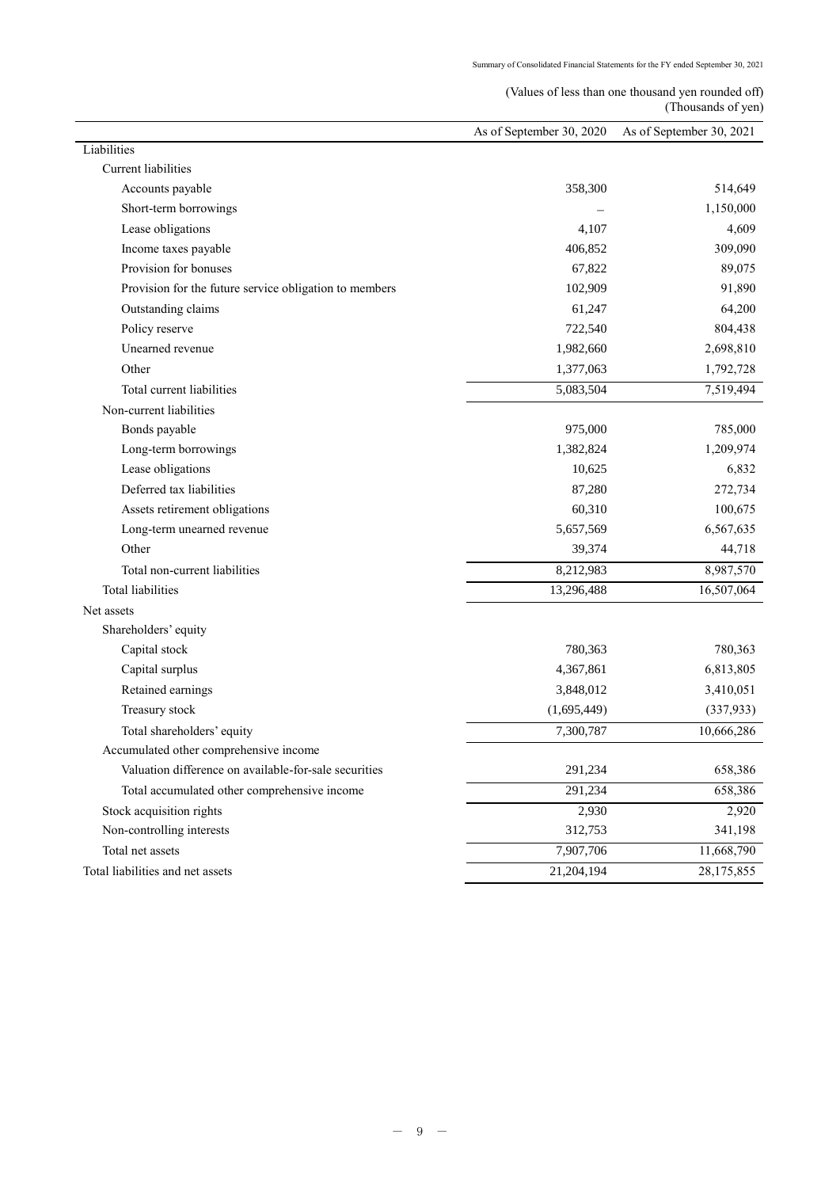(Values of less than one thousand yen rounded off)
(Thousands of yen)

| | As of September 30, 2020 | As of September 30, 2021 |
|---|---|---|
| Liabilities | | |
| Current liabilities | | |
| Accounts payable | 358,300 | 514,649 |
| Short-term borrowings | – | 1,150,000 |
| Lease obligations | 4,107 | 4,609 |
| Income taxes payable | 406,852 | 309,090 |
| Provision for bonuses | 67,822 | 89,075 |
| Provision for the future service obligation to members | 102,909 | 91,890 |
| Outstanding claims | 61,247 | 64,200 |
| Policy reserve | 722,540 | 804,438 |
| Unearned revenue | 1,982,660 | 2,698,810 |
| Other | 1,377,063 | 1,792,728 |
| Total current liabilities | 5,083,504 | 7,519,494 |
| Non-current liabilities | | |
| Bonds payable | 975,000 | 785,000 |
| Long-term borrowings | 1,382,824 | 1,209,974 |
| Lease obligations | 10,625 | 6,832 |
| Deferred tax liabilities | 87,280 | 272,734 |
| Assets retirement obligations | 60,310 | 100,675 |
| Long-term unearned revenue | 5,657,569 | 6,567,635 |
| Other | 39,374 | 44,718 |
| Total non-current liabilities | 8,212,983 | 8,987,570 |
| Total liabilities | 13,296,488 | 16,507,064 |
| Net assets | | |
| Shareholders' equity | | |
| Capital stock | 780,363 | 780,363 |
| Capital surplus | 4,367,861 | 6,813,805 |
| Retained earnings | 3,848,012 | 3,410,051 |
| Treasury stock | (1,695,449) | (337,933) |
| Total shareholders' equity | 7,300,787 | 10,666,286 |
| Accumulated other comprehensive income | | |
| Valuation difference on available-for-sale securities | 291,234 | 658,386 |
| Total accumulated other comprehensive income | 291,234 | 658,386 |
| Stock acquisition rights | 2,930 | 2,920 |
| Non-controlling interests | 312,753 | 341,198 |
| Total net assets | 7,907,706 | 11,668,790 |
| Total liabilities and net assets | 21,204,194 | 28,175,855 |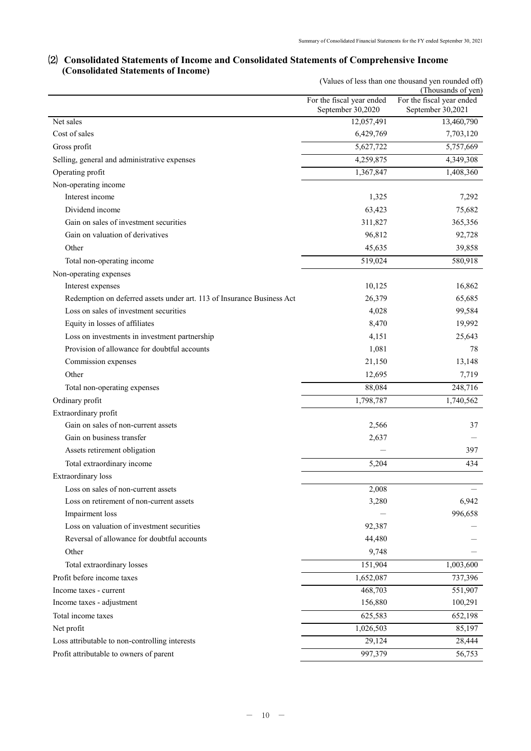## ⑵ Consolidated Statements of Income and Consolidated Statements of Comprehensive Income
### (Consolidated Statements of Income)

(Values of less than one thousand yen rounded off)
(Thousands of yen)

| | For the fiscal year ended September 30,2020 | For the fiscal year ended September 30,2021 |
|---|---|---|
| Net sales | 12,057,491 | 13,460,790 |
| Cost of sales | 6,429,769 | 7,703,120 |
| Gross profit | 5,627,722 | 5,757,669 |
| Selling, general and administrative expenses | 4,259,875 | 4,349,308 |
| Operating profit | 1,367,847 | 1,408,360 |
| Non-operating income | | |
| Interest income | 1,325 | 7,292 |
| Dividend income | 63,423 | 75,682 |
| Gain on sales of investment securities | 311,827 | 365,356 |
| Gain on valuation of derivatives | 96,812 | 92,728 |
| Other | 45,635 | 39,858 |
| Total non-operating income | 519,024 | 580,918 |
| Non-operating expenses | | |
| Interest expenses | 10,125 | 16,862 |
| Redemption on deferred assets under art. 113 of Insurance Business Act | 26,379 | 65,685 |
| Loss on sales of investment securities | 4,028 | 99,584 |
| Equity in losses of affiliates | 8,470 | 19,992 |
| Loss on investments in investment partnership | 4,151 | 25,643 |
| Provision of allowance for doubtful accounts | 1,081 | 78 |
| Commission expenses | 21,150 | 13,148 |
| Other | 12,695 | 7,719 |
| Total non-operating expenses | 88,084 | 248,716 |
| Ordinary profit | 1,798,787 | 1,740,562 |
| Extraordinary profit | | |
| Gain on sales of non-current assets | 2,566 | 37 |
| Gain on business transfer | 2,637 | — |
| Assets retirement obligation | — | 397 |
| Total extraordinary income | 5,204 | 434 |
| Extraordinary loss | | |
| Loss on sales of non-current assets | 2,008 | — |
| Loss on retirement of non-current assets | 3,280 | 6,942 |
| Impairment loss | — | 996,658 |
| Loss on valuation of investment securities | 92,387 | — |
| Reversal of allowance for doubtful accounts | 44,480 | — |
| Other | 9,748 | — |
| Total extraordinary losses | 151,904 | 1,003,600 |
| Profit before income taxes | 1,652,087 | 737,396 |
| Income taxes - current | 468,703 | 551,907 |
| Income taxes - adjustment | 156,880 | 100,291 |
| Total income taxes | 625,583 | 652,198 |
| Net profit | 1,026,503 | 85,197 |
| Loss attributable to non-controlling interests | 29,124 | 28,444 |
| Profit attributable to owners of parent | 997,379 | 56,753 |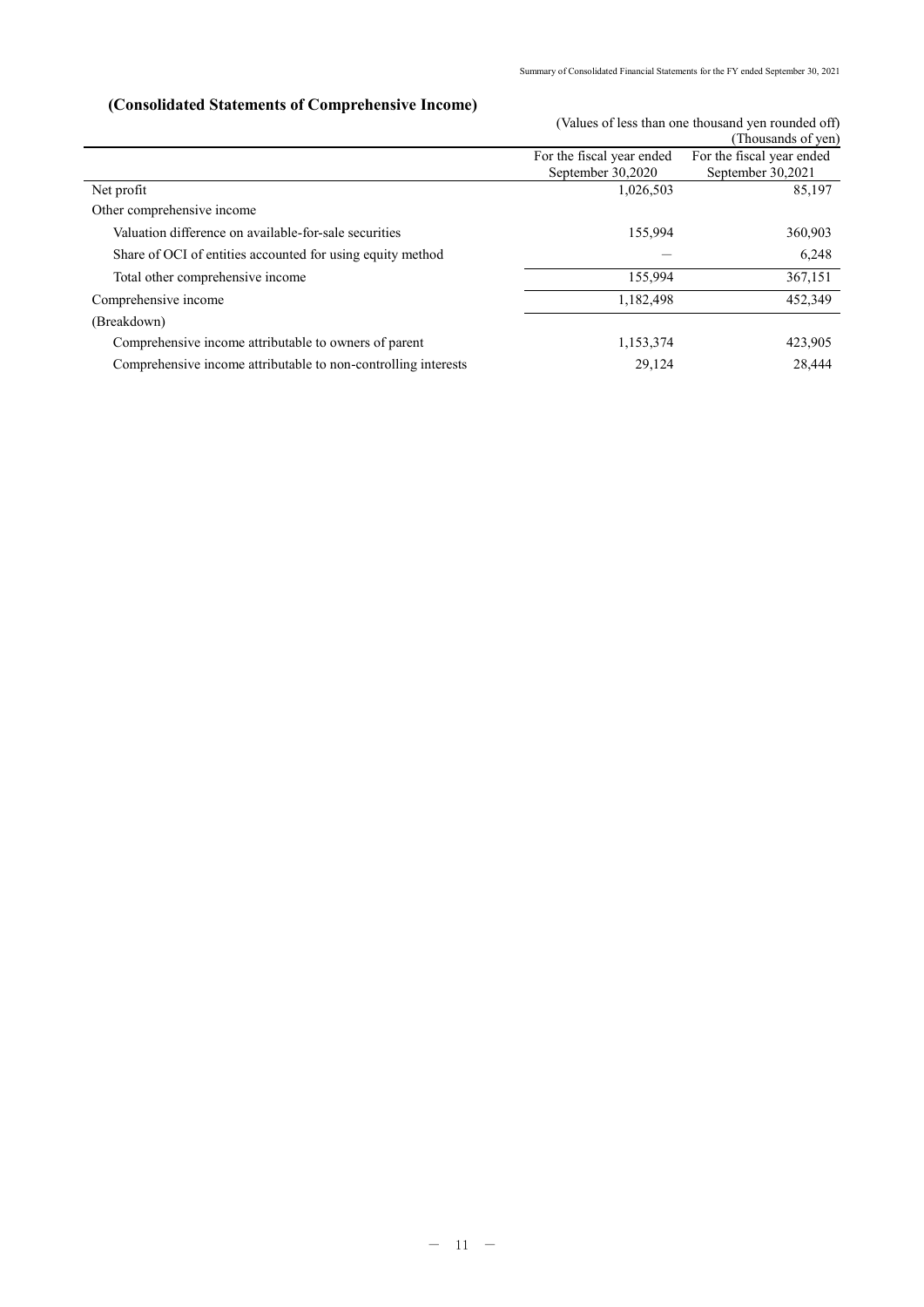## (Consolidated Statements of Comprehensive Income)

(Values of less than one thousand yen rounded off)
(Thousands of yen)

| | For the fiscal year ended September 30,2020 | For the fiscal year ended September 30,2021 |
|---|---|---|
| Net profit | 1,026,503 | 85,197 |
| Other comprehensive income | | |
| Valuation difference on available-for-sale securities | 155,994 | 360,903 |
| Share of OCI of entities accounted for using equity method | — | 6,248 |
| Total other comprehensive income | 155,994 | 367,151 |
| Comprehensive income | 1,182,498 | 452,349 |
| (Breakdown) | | |
| Comprehensive income attributable to owners of parent | 1,153,374 | 423,905 |
| Comprehensive income attributable to non-controlling interests | 29,124 | 28,444 |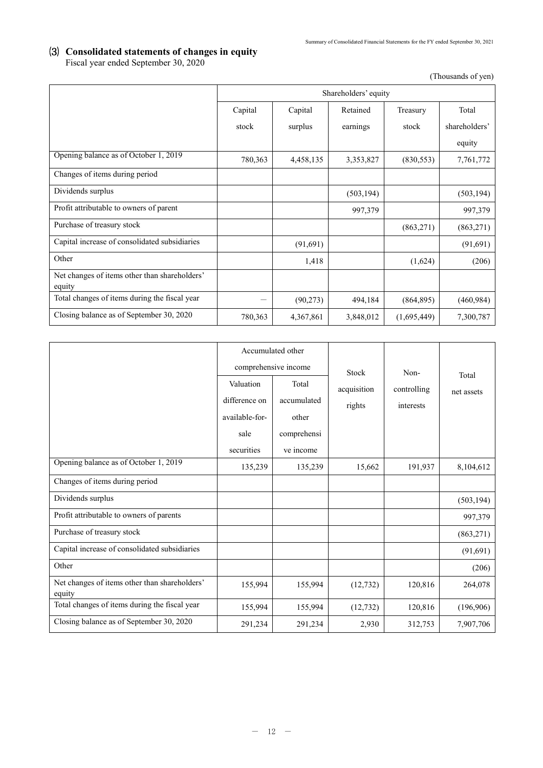## ⑶ Consolidated statements of changes in equity

Fiscal year ended September 30, 2020

(Thousands of yen)

| | Shareholders' equity | | | | |
|---|---|---|---|---|---|
| | Capital stock | Capital surplus | Retained earnings | Treasury stock | Total shareholders' equity |
| Opening balance as of October 1, 2019 | 780,363 | 4,458,135 | 3,353,827 | (830,553) | 7,761,772 |
| Changes of items during period | | | | | |
| Dividends surplus | | | (503,194) | | (503,194) |
| Profit attributable to owners of parent | | | 997,379 | | 997,379 |
| Purchase of treasury stock | | | | (863,271) | (863,271) |
| Capital increase of consolidated subsidiaries | | (91,691) | | | (91,691) |
| Other | | 1,418 | | (1,624) | (206) |
| Net changes of items other than shareholders' equity | | | | | |
| Total changes of items during the fiscal year | － | (90,273) | 494,184 | (864,895) | (460,984) |
| Closing balance as of September 30, 2020 | 780,363 | 4,367,861 | 3,848,012 | (1,695,449) | 7,300,787 |

| | Accumulated other comprehensive income | | Stock acquisition rights | Non-controlling interests | Total net assets |
|---|---|---|---|---|---|
| | Valuation difference on available-for-sale securities | Total accumulated other comprehensive income | | | |
| Opening balance as of October 1, 2019 | 135,239 | 135,239 | 15,662 | 191,937 | 8,104,612 |
| Changes of items during period | | | | | |
| Dividends surplus | | | | | (503,194) |
| Profit attributable to owners of parents | | | | | 997,379 |
| Purchase of treasury stock | | | | | (863,271) |
| Capital increase of consolidated subsidiaries | | | | | (91,691) |
| Other | | | | | (206) |
| Net changes of items other than shareholders' equity | 155,994 | 155,994 | (12,732) | 120,816 | 264,078 |
| Total changes of items during the fiscal year | 155,994 | 155,994 | (12,732) | 120,816 | (196,906) |
| Closing balance as of September 30, 2020 | 291,234 | 291,234 | 2,930 | 312,753 | 7,907,706 |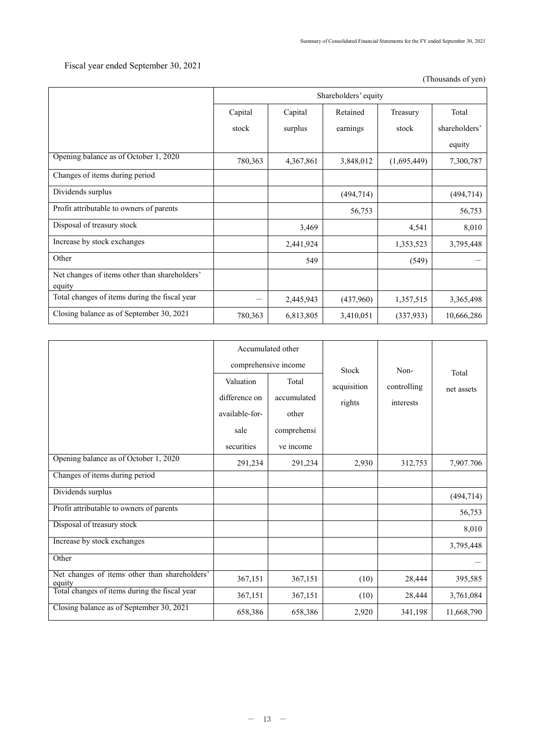Fiscal year ended September 30, 2021

(Thousands of yen)

| | Shareholders' equity | | | | |
|---|---|---|---|---|---|
| | Capital stock | Capital surplus | Retained earnings | Treasury stock | Total shareholders' equity |
| Opening balance as of October 1, 2020 | 780,363 | 4,367,861 | 3,848,012 | (1,695,449) | 7,300,787 |
| Changes of items during period | | | | | |
| Dividends surplus | | | (494,714) | | (494,714) |
| Profit attributable to owners of parents | | | 56,753 | | 56,753 |
| Disposal of treasury stock | | 3,469 | | 4,541 | 8,010 |
| Increase by stock exchanges | | 2,441,924 | | 1,353,523 | 3,795,448 |
| Other | | 549 | | (549) | — |
| Net changes of items other than shareholders' equity | | | | | |
| Total changes of items during the fiscal year | — | 2,445,943 | (437,960) | 1,357,515 | 3,365,498 |
| Closing balance as of September 30, 2021 | 780,363 | 6,813,805 | 3,410,051 | (337,933) | 10,666,286 |

| | Accumulated other comprehensive income | | Stock acquisition rights | Non-controlling interests | Total net assets |
|---|---|---|---|---|---|
| | Valuation difference on available-for-sale securities | Total accumulated other comprehensive income | | | |
| Opening balance as of October 1, 2020 | 291,234 | 291,234 | 2,930 | 312,753 | 7,907.706 |
| Changes of items during period | | | | | |
| Dividends surplus | | | | | (494,714) |
| Profit attributable to owners of parents | | | | | 56,753 |
| Disposal of treasury stock | | | | | 8,010 |
| Increase by stock exchanges | | | | | 3,795,448 |
| Other | | | | | — |
| Net changes of items other than shareholders' equity | 367,151 | 367,151 | (10) | 28,444 | 395,585 |
| Total changes of items during the fiscal year | 367,151 | 367,151 | (10) | 28,444 | 3,761,084 |
| Closing balance as of September 30, 2021 | 658,386 | 658,386 | 2,920 | 341,198 | 11,668,790 |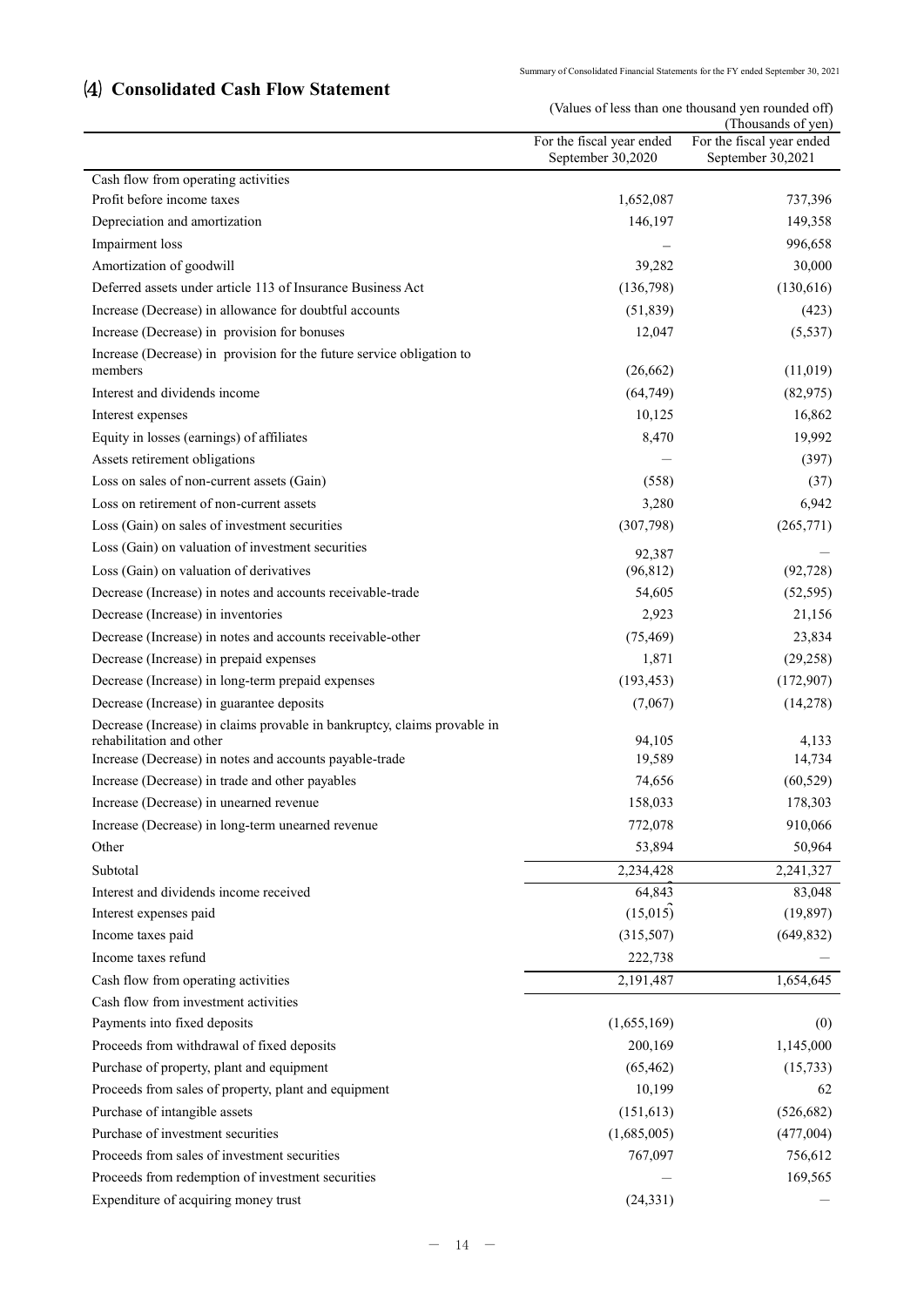## (4) Consolidated Cash Flow Statement

(Values of less than one thousand yen rounded off)
(Thousands of yen)

| | For the fiscal year ended September 30,2020 | For the fiscal year ended September 30,2021 |
|---|---|---|
| Cash flow from operating activities | | |
| Profit before income taxes | 1,652,087 | 737,396 |
| Depreciation and amortization | 146,197 | 149,358 |
| Impairment loss | – | 996,658 |
| Amortization of goodwill | 39,282 | 30,000 |
| Deferred assets under article 113 of Insurance Business Act | (136,798) | (130,616) |
| Increase (Decrease) in allowance for doubtful accounts | (51,839) | (423) |
| Increase (Decrease) in provision for bonuses | 12,047 | (5,537) |
| Increase (Decrease) in provision for the future service obligation to members | (26,662) | (11,019) |
| Interest and dividends income | (64,749) | (82,975) |
| Interest expenses | 10,125 | 16,862 |
| Equity in losses (earnings) of affiliates | 8,470 | 19,992 |
| Assets retirement obligations | — | (397) |
| Loss on sales of non-current assets (Gain) | (558) | (37) |
| Loss on retirement of non-current assets | 3,280 | 6,942 |
| Loss (Gain) on sales of investment securities | (307,798) | (265,771) |
| Loss (Gain) on valuation of investment securities | 92,387 | — |
| Loss (Gain) on valuation of derivatives | (96,812) | (92,728) |
| Decrease (Increase) in notes and accounts receivable-trade | 54,605 | (52,595) |
| Decrease (Increase) in inventories | 2,923 | 21,156 |
| Decrease (Increase) in notes and accounts receivable-other | (75,469) | 23,834 |
| Decrease (Increase) in prepaid expenses | 1,871 | (29,258) |
| Decrease (Increase) in long-term prepaid expenses | (193,453) | (172,907) |
| Decrease (Increase) in guarantee deposits | (7,067) | (14,278) |
| Decrease (Increase) in claims provable in bankruptcy, claims provable in rehabilitation and other | 94,105 | 4,133 |
| Increase (Decrease) in notes and accounts payable-trade | 19,589 | 14,734 |
| Increase (Decrease) in trade and other payables | 74,656 | (60,529) |
| Increase (Decrease) in unearned revenue | 158,033 | 178,303 |
| Increase (Decrease) in long-term unearned revenue | 772,078 | 910,066 |
| Other | 53,894 | 50,964 |
| Subtotal | 2,234,428 | 2,241,327 |
| Interest and dividends income received | 64,843 | 83,048 |
| Interest expenses paid | (15,015) | (19,897) |
| Income taxes paid | (315,507) | (649,832) |
| Income taxes refund | 222,738 | — |
| Cash flow from operating activities | 2,191,487 | 1,654,645 |
| Cash flow from investment activities | | |
| Payments into fixed deposits | (1,655,169) | (0) |
| Proceeds from withdrawal of fixed deposits | 200,169 | 1,145,000 |
| Purchase of property, plant and equipment | (65,462) | (15,733) |
| Proceeds from sales of property, plant and equipment | 10,199 | 62 |
| Purchase of intangible assets | (151,613) | (526,682) |
| Purchase of investment securities | (1,685,005) | (477,004) |
| Proceeds from sales of investment securities | 767,097 | 756,612 |
| Proceeds from redemption of investment securities | — | 169,565 |
| Expenditure of acquiring money trust | (24,331) | — |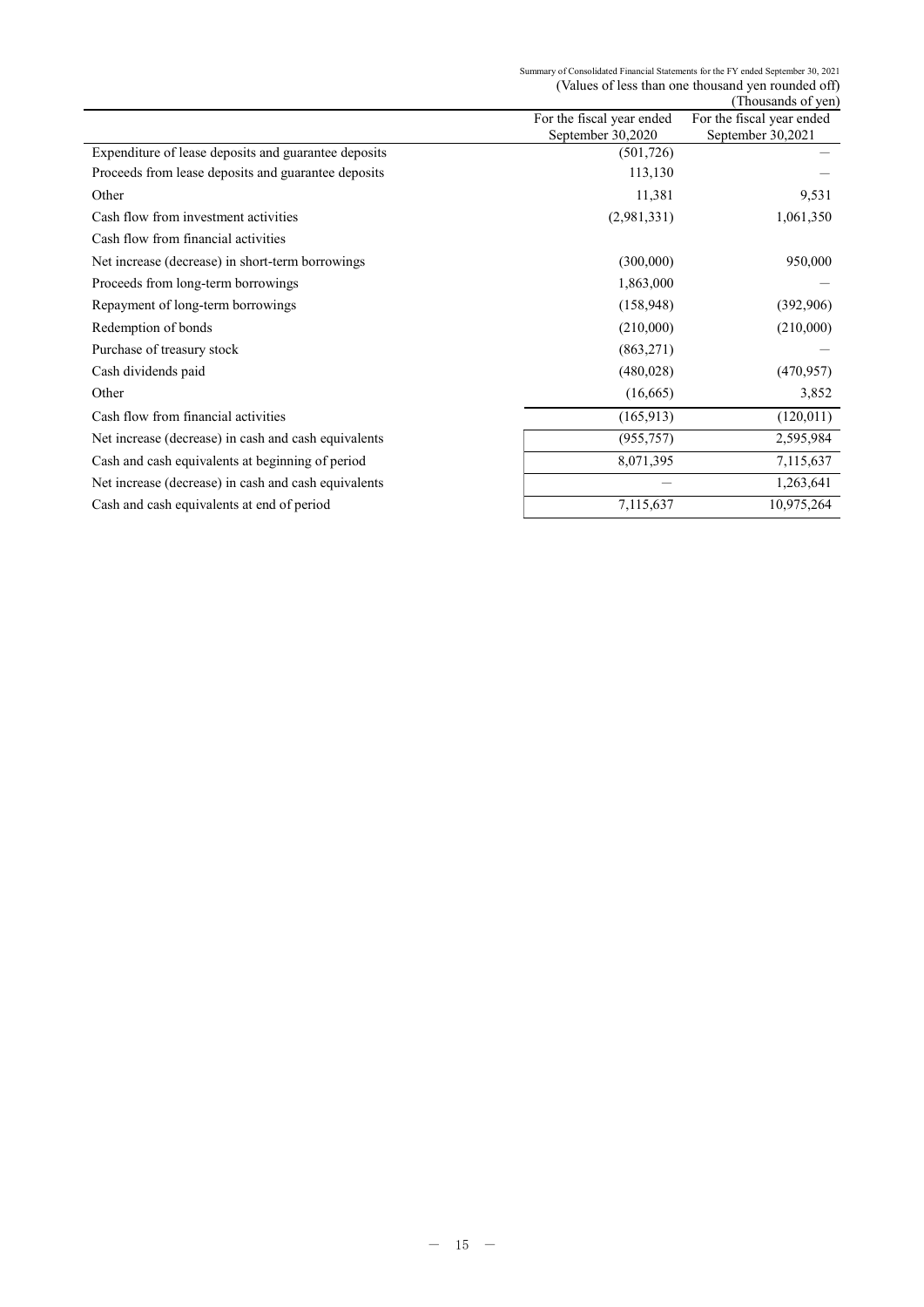(Values of less than one thousand yen rounded off)
(Thousands of yen)

| | For the fiscal year ended September 30,2020 | For the fiscal year ended September 30,2021 |
|---|---|---|
| Expenditure of lease deposits and guarantee deposits | (501,726) | — |
| Proceeds from lease deposits and guarantee deposits | 113,130 | — |
| Other | 11,381 | 9,531 |
| Cash flow from investment activities | (2,981,331) | 1,061,350 |
| Cash flow from financial activities | | |
| Net increase (decrease) in short-term borrowings | (300,000) | 950,000 |
| Proceeds from long-term borrowings | 1,863,000 | — |
| Repayment of long-term borrowings | (158,948) | (392,906) |
| Redemption of bonds | (210,000) | (210,000) |
| Purchase of treasury stock | (863,271) | — |
| Cash dividends paid | (480,028) | (470,957) |
| Other | (16,665) | 3,852 |
| Cash flow from financial activities | (165,913) | (120,011) |
| Net increase (decrease) in cash and cash equivalents | (955,757) | 2,595,984 |
| Cash and cash equivalents at beginning of period | 8,071,395 | 7,115,637 |
| Net increase (decrease) in cash and cash equivalents | — | 1,263,641 |
| Cash and cash equivalents at end of period | 7,115,637 | 10,975,264 |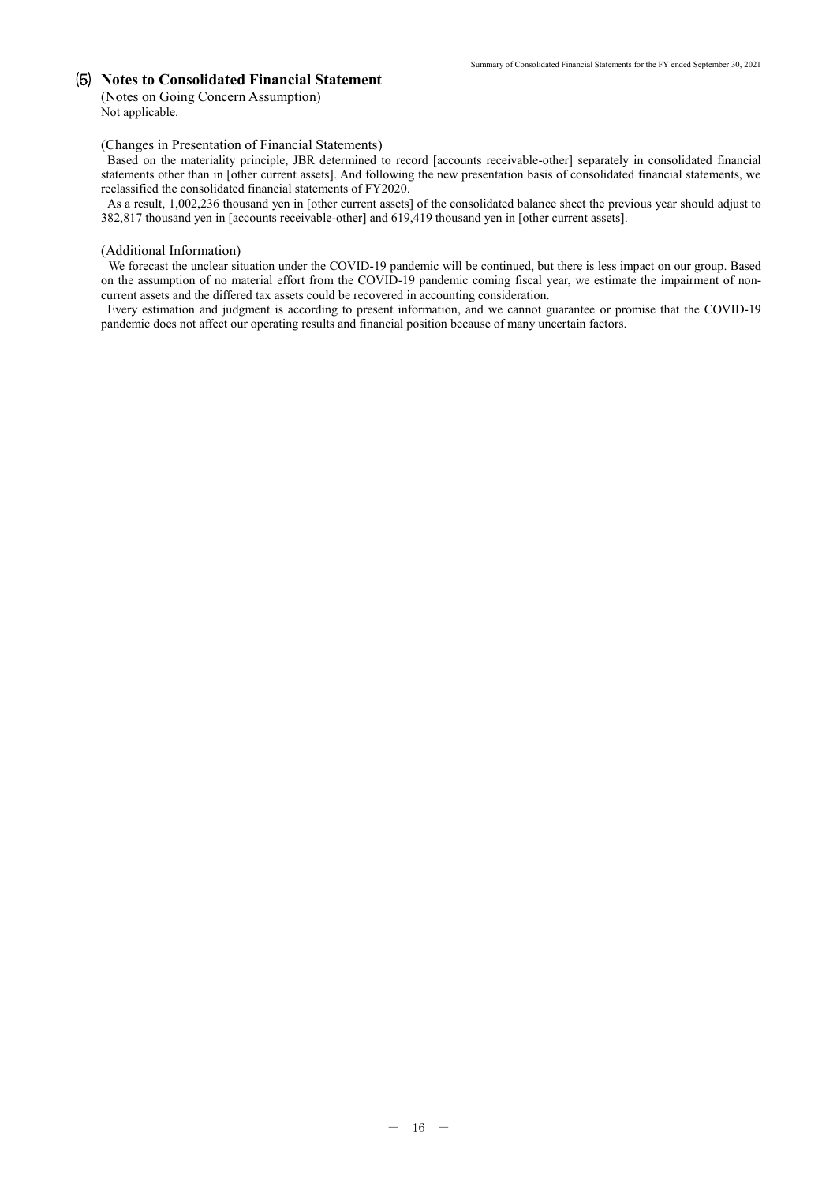## ⑸ Notes to Consolidated Financial Statement

(Notes on Going Concern Assumption)
Not applicable.

(Changes in Presentation of Financial Statements)
Based on the materiality principle, JBR determined to record [accounts receivable-other] separately in consolidated financial statements other than in [other current assets]. And following the new presentation basis of consolidated financial statements, we reclassified the consolidated financial statements of FY2020.
As a result, 1,002,236 thousand yen in [other current assets] of the consolidated balance sheet the previous year should adjust to 382,817 thousand yen in [accounts receivable-other] and 619,419 thousand yen in [other current assets].

(Additional Information)
We forecast the unclear situation under the COVID-19 pandemic will be continued, but there is less impact on our group. Based on the assumption of no material effort from the COVID-19 pandemic coming fiscal year, we estimate the impairment of non-current assets and the differed tax assets could be recovered in accounting consideration.
Every estimation and judgment is according to present information, and we cannot guarantee or promise that the COVID-19 pandemic does not affect our operating results and financial position because of many uncertain factors.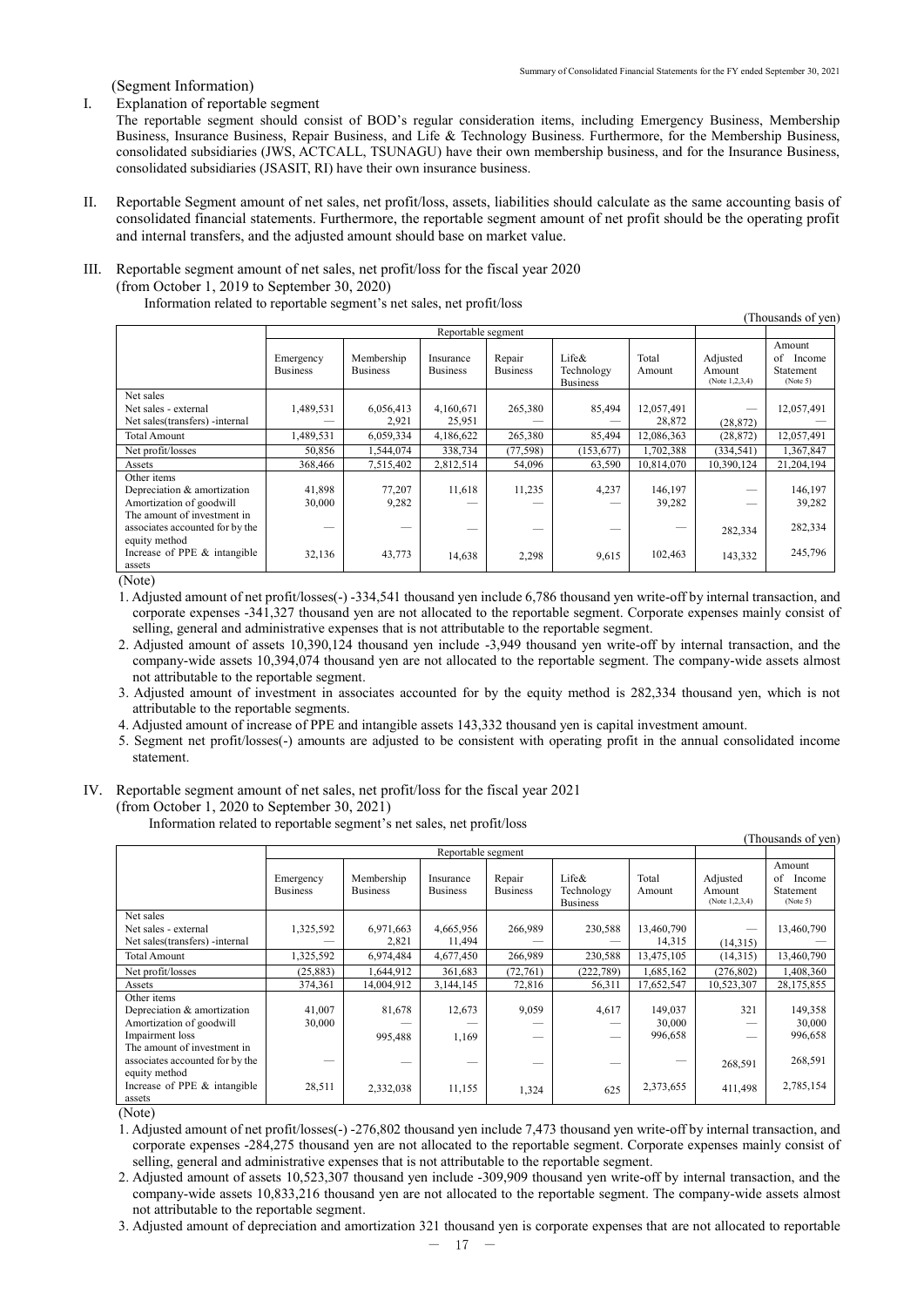(Segment Information)

I. Explanation of reportable segment

The reportable segment should consist of BOD's regular consideration items, including Emergency Business, Membership Business, Insurance Business, Repair Business, and Life & Technology Business. Furthermore, for the Membership Business, consolidated subsidiaries (JWS, ACTCALL, TSUNAGU) have their own membership business, and for the Insurance Business, consolidated subsidiaries (JSASIT, RI) have their own insurance business.

II. Reportable Segment amount of net sales, net profit/loss, assets, liabilities should calculate as the same accounting basis of consolidated financial statements. Furthermore, the reportable segment amount of net profit should be the operating profit and internal transfers, and the adjusted amount should base on market value.

III. Reportable segment amount of net sales, net profit/loss for the fiscal year 2020
(from October 1, 2019 to September 30, 2020)

Information related to reportable segment's net sales, net profit/loss

(Thousands of yen)

| | Reportable segment | | | | | | | |
|---|---|---|---|---|---|---|---|---|
| | Emergency Business | Membership Business | Insurance Business | Repair Business | Life& Technology Business | Total Amount | Adjusted Amount (Note 1,2,3,4) | Amount of Income Statement (Note 5) |
| Net sales | | | | | | | | |
| Net sales - external | 1,489,531 | 6,056,413 | 4,160,671 | 265,380 | 85,494 | 12,057,491 | — | 12,057,491 |
| Net sales(transfers) -internal | — | 2,921 | 25,951 | — | — | 28,872 | (28,872) | — |
| Total Amount | 1,489,531 | 6,059,334 | 4,186,622 | 265,380 | 85,494 | 12,086,363 | (28,872) | 12,057,491 |
| Net profit/losses | 50,856 | 1,544,074 | 338,734 | (77,598) | (153,677) | 1,702,388 | (334,541) | 1,367,847 |
| Assets | 368,466 | 7,515,402 | 2,812,514 | 54,096 | 63,590 | 10,814,070 | 10,390,124 | 21,204,194 |
| Other items | | | | | | | | |
| Depreciation & amortization | 41,898 | 77,207 | 11,618 | 11,235 | 4,237 | 146,197 | — | 146,197 |
| Amortization of goodwill | 30,000 | 9,282 | — | — | — | 39,282 | — | 39,282 |
| The amount of investment in associates accounted for by the equity method | — | — | — | — | — | — | 282,334 | 282,334 |
| Increase of PPE & intangible assets | 32,136 | 43,773 | 14,638 | 2,298 | 9,615 | 102,463 | 143,332 | 245,796 |

(Note)

1. Adjusted amount of net profit/losses(-) -334,541 thousand yen include 6,786 thousand yen write-off by internal transaction, and corporate expenses -341,327 thousand yen are not allocated to the reportable segment. Corporate expenses mainly consist of selling, general and administrative expenses that is not attributable to the reportable segment.
2. Adjusted amount of assets 10,390,124 thousand yen include -3,949 thousand yen write-off by internal transaction, and the company-wide assets 10,394,074 thousand yen are not allocated to the reportable segment. The company-wide assets almost not attributable to the reportable segment.
3. Adjusted amount of investment in associates accounted for by the equity method is 282,334 thousand yen, which is not attributable to the reportable segments.
4. Adjusted amount of increase of PPE and intangible assets 143,332 thousand yen is capital investment amount.
5. Segment net profit/losses(-) amounts are adjusted to be consistent with operating profit in the annual consolidated income statement.

IV. Reportable segment amount of net sales, net profit/loss for the fiscal year 2021
(from October 1, 2020 to September 30, 2021)

Information related to reportable segment's net sales, net profit/loss

(Thousands of yen)

| | Reportable segment | | | | | | | |
|---|---|---|---|---|---|---|---|---|
| | Emergency Business | Membership Business | Insurance Business | Repair Business | Life& Technology Business | Total Amount | Adjusted Amount (Note 1,2,3,4) | Amount of Income Statement (Note 5) |
| Net sales | | | | | | | | |
| Net sales - external | 1,325,592 | 6,971,663 | 4,665,956 | 266,989 | 230,588 | 13,460,790 | — | 13,460,790 |
| Net sales(transfers) -internal | — | 2,821 | 11,494 | — | — | 14,315 | (14,315) | — |
| Total Amount | 1,325,592 | 6,974,484 | 4,677,450 | 266,989 | 230,588 | 13,475,105 | (14,315) | 13,460,790 |
| Net profit/losses | (25,883) | 1,644,912 | 361,683 | (72,761) | (222,789) | 1,685,162 | (276,802) | 1,408,360 |
| Assets | 374,361 | 14,004,912 | 3,144,145 | 72,816 | 56,311 | 17,652,547 | 10,523,307 | 28,175,855 |
| Other items | | | | | | | | |
| Depreciation & amortization | 41,007 | 81,678 | 12,673 | 9,059 | 4,617 | 149,037 | 321 | 149,358 |
| Amortization of goodwill | 30,000 | — | — | — | — | 30,000 | — | 30,000 |
| Impairment loss | | 995,488 | 1,169 | — | — | 996,658 | — | 996,658 |
| The amount of investment in associates accounted for by the equity method | — | — | — | — | — | — | 268,591 | 268,591 |
| Increase of PPE & intangible assets | 28,511 | 2,332,038 | 11,155 | 1,324 | 625 | 2,373,655 | 411,498 | 2,785,154 |

(Note)

1. Adjusted amount of net profit/losses(-) -276,802 thousand yen include 7,473 thousand yen write-off by internal transaction, and corporate expenses -284,275 thousand yen are not allocated to the reportable segment. Corporate expenses mainly consist of selling, general and administrative expenses that is not attributable to the reportable segment.
2. Adjusted amount of assets 10,523,307 thousand yen include -309,909 thousand yen write-off by internal transaction, and the company-wide assets 10,833,216 thousand yen are not allocated to the reportable segment. The company-wide assets almost not attributable to the reportable segment.
3. Adjusted amount of depreciation and amortization 321 thousand yen is corporate expenses that are not allocated to reportable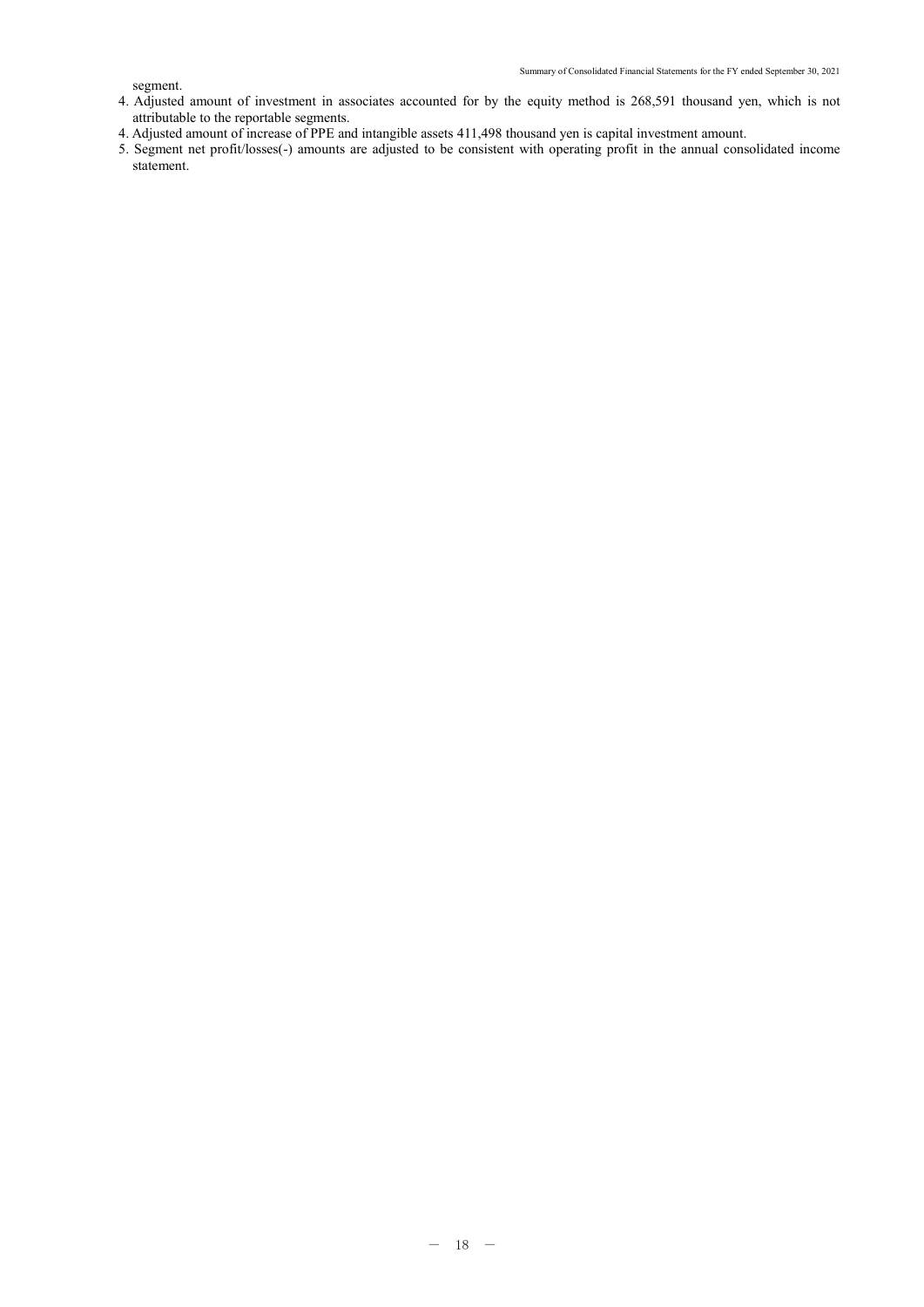segment.

4. Adjusted amount of investment in associates accounted for by the equity method is 268,591 thousand yen, which is not attributable to the reportable segments.
4. Adjusted amount of increase of PPE and intangible assets 411,498 thousand yen is capital investment amount.
5. Segment net profit/losses(-) amounts are adjusted to be consistent with operating profit in the annual consolidated income statement.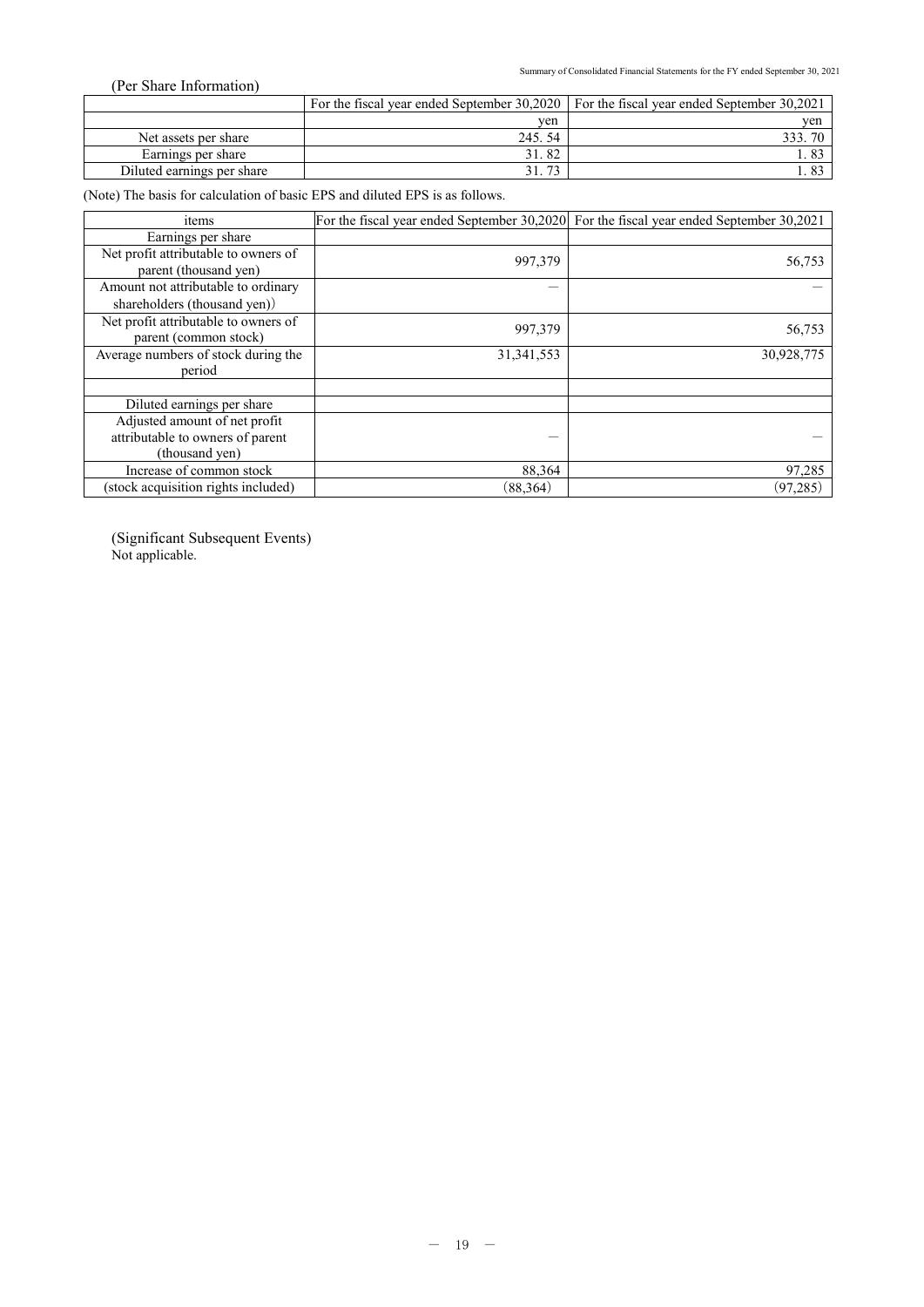(Per Share Information)

| | For the fiscal year ended September 30,2020 | For the fiscal year ended September 30,2021 |
|---|---|---|
| | yen | yen |
| Net assets per share | 245. 54 | 333. 70 |
| Earnings per share | 31. 82 | 1. 83 |
| Diluted earnings per share | 31. 73 | 1. 83 |

(Note) The basis for calculation of basic EPS and diluted EPS is as follows.

| items | For the fiscal year ended September 30,2020 | For the fiscal year ended September 30,2021 |
|---|---|---|
| Earnings per share | | |
| Net profit attributable to owners of parent (thousand yen) | 997,379 | 56,753 |
| Amount not attributable to ordinary shareholders (thousand yen)) | ― | ― |
| Net profit attributable to owners of parent (common stock) | 997,379 | 56,753 |
| Average numbers of stock during the period | 31,341,553 | 30,928,775 |
| | | |
| Diluted earnings per share | | |
| Adjusted amount of net profit attributable to owners of parent (thousand yen) | ― | ― |
| Increase of common stock | 88,364 | 97,285 |
| (stock acquisition rights included) | (88,364) | (97,285) |

(Significant Subsequent Events)
Not applicable.